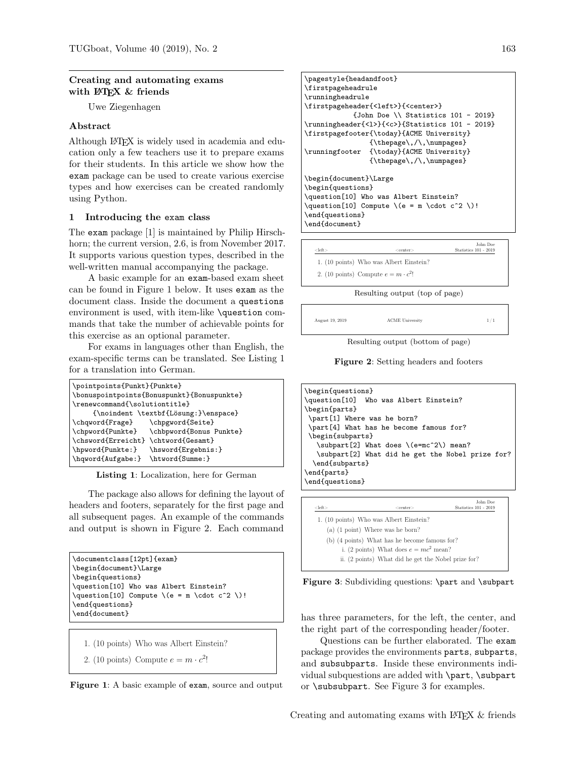## Creating and automating exams with LaTeX & friends

Uwe Ziegenhagen

### Abstract

Although LaTeX is widely used in academia and education only a few teachers use it to prepare exams for their students. In this article we show how the `exam` package can be used to create various exercise types and how exercises can be created randomly using Python.

### 1 Introducing the exam class

The `exam` package [1] is maintained by Philip Hirschhorn; the current version, 2.6, is from November 2017. It supports various question types, described in the well-written manual accompanying the package.

A basic example for an `exam`-based exam sheet can be found in Figure 1 below. It uses `exam` as the document class. Inside the document a `questions` environment is used, with item-like `\question` commands that take the number of achievable points for this exercise as an optional parameter.

For exams in languages other than English, the exam-specific terms can be translated. See Listing 1 for a translation into German.

```
\pointpoints{Punkt}{Punkte}
\bonuspointpoints{Bonuspunkt}{Bonuspunkte}
\renewcommand{\solutiontitle}
     {\noindent \textbf{Lösung:}\enspace}
\chqword{Frage}    \chpgword{Seite}
\chpword{Punkte}   \chbpword{Bonus Punkte}
\chsword{Erreicht} \chtword{Gesamt}
\hpword{Punkte:}   \hsword{Ergebnis:}
\hqword{Aufgabe:}  \htword{Summe:}
```

**Listing 1**: Localization, here for German

The package also allows for defining the layout of headers and footers, separately for the first page and all subsequent pages. An example of the commands and output is shown in Figure 2. Each command has three parameters, for the left, the center, and the right part of the corresponding header/footer.

```
\documentclass[12pt]{exam}
\begin{document}\Large
\begin{questions}
\question[10] Who was Albert Einstein?
\question[10] Compute \(e = m \cdot c^2 \)!
\end{questions}
\end{document}
```

1. (10 points) Who was Albert Einstein?
2. (10 points) Compute $e = m \cdot c^2$!

**Figure 1**: A basic example of `exam`, source and output

```
\pagestyle{headandfoot}
\firstpageheadrule
\runningheadrule
\firstpageheader{<left>}{<center>}
           {John Doe \\ Statistics 101 - 2019}
\runningheader{<l>}{<c>}{Statistics 101 - 2019}
\firstpagefooter{\today}{ACME University}
                {\thepage\,/\,\numpages}
\runningfooter  {\today}{ACME University}
                {\thepage\,/\,\numpages}

\begin{document}\Large
\begin{questions}
\question[10] Who was Albert Einstein?
\question[10] Compute \(e = m \cdot c^2 \)!
\end{questions}
\end{document}
```

<left> <center> John Doe Statistics 101 - 2019

1. (10 points) Who was Albert Einstein?
2. (10 points) Compute $e = m \cdot c^2$!

Resulting output (top of page)

August 19, 2019 ACME University 1 / 1

Resulting output (bottom of page)

**Figure 2**: Setting headers and footers

```
\begin{questions}
\question[10]  Who was Albert Einstein?
\begin{parts}
 \part[1] Where was he born?
 \part[4] What has he become famous for?
 \begin{subparts}
   \subpart[2] What does \(e=mc^2\) mean?
   \subpart[2] What did he get the Nobel prize for?
  \end{subparts}
\end{parts}
\end{questions}
```

<left> <center> John Doe Statistics 101 - 2019

1. (10 points) Who was Albert Einstein?
   (a) (1 point) Where was he born?
   (b) (4 points) What has he become famous for?
      i. (2 points) What does $e = mc^2$ mean?
      ii. (2 points) What did he get the Nobel prize for?

**Figure 3**: Subdividing questions: `\part` and `\subpart`

Questions can be further elaborated. The `exam` package provides the environments `parts`, `subparts`, and `subsubparts`. Inside these environments individual subquestions are added with `\part`, `\subpart` or `\subsubpart`. See Figure 3 for examples.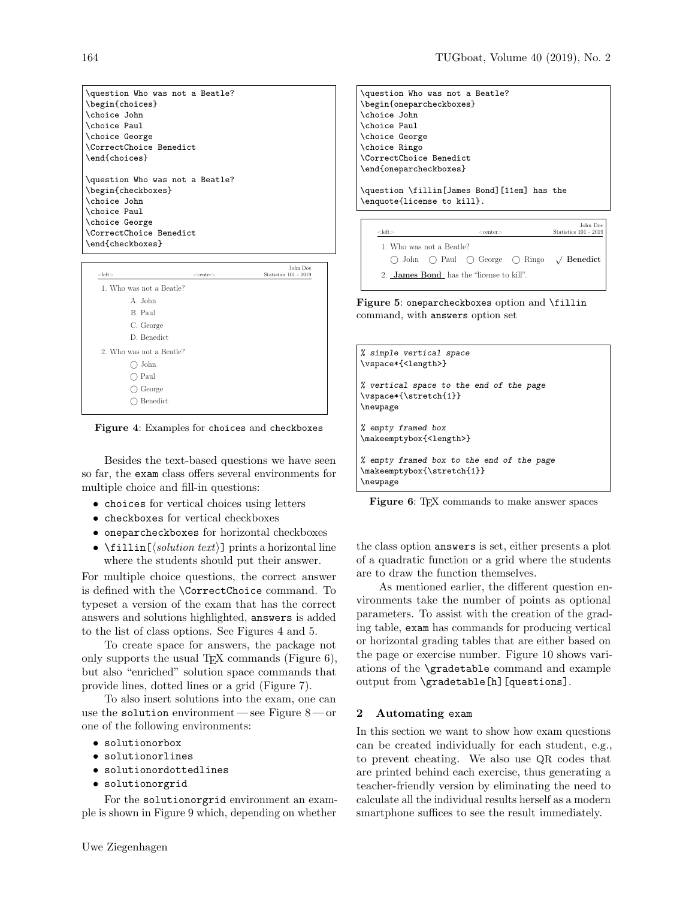```
\question Who was not a Beatle?
\begin{choices}
\choice John
\choice Paul
\choice George
\CorrectChoice Benedict
\end{choices}

\question Who was not a Beatle?
\begin{checkboxes}
\choice John
\choice Paul
\choice George
\CorrectChoice Benedict
\end{checkboxes}
```

```
<left>                    <center>                    John Doe
                                          Statistics 101 - 2019

1. Who was not a Beatle?
      A. John
      B. Paul
      C. George
      D. Benedict
2. Who was not a Beatle?
      ○ John
      ○ Paul
      ○ George
      ○ Benedict
```

**Figure 4**: Examples for `choices` and `checkboxes`

Besides the text-based questions we have seen so far, the `exam` class offers several environments for multiple choice and fill-in questions:

- `choices` for vertical choices using letters
- `checkboxes` for vertical checkboxes
- `oneparcheckboxes` for horizontal checkboxes
- `\fillin[⟨solution text⟩]` prints a horizontal line where the students should put their answer.

For multiple choice questions, the correct answer is defined with the `\CorrectChoice` command. To typeset a version of the exam that has the correct answers and solutions highlighted, `answers` is added to the list of class options. See Figures 4 and 5.

To create space for answers, the package not only supports the usual TeX commands (Figure 6), but also "enriched" solution space commands that provide lines, dotted lines or a grid (Figure 7).

To also insert solutions into the exam, one can use the `solution` environment — see Figure 8 — or one of the following environments:

- `solutionorbox`
- `solutionorlines`
- `solutionordottedlines`
- `solutionorgrid`

For the `solutionorgrid` environment an example is shown in Figure 9 which, depending on whether the class option `answers` is set, either presents a plot of a quadratic function or a grid where the students are to draw the function themselves.

```
\question Who was not a Beatle?
\begin{oneparcheckboxes}
\choice John
\choice Paul
\choice George
\choice Ringo
\CorrectChoice Benedict
\end{oneparcheckboxes}

\question \fillin[James Bond][11em] has the
\enquote{license to kill}.
```

```
<left>                    <center>                    John Doe
                                          Statistics 101 - 2019

1. Who was not a Beatle?
   ○ John   ○ Paul   ○ George   ○ Ringo   √ Benedict
2. James Bond has the "license to kill".
```

**Figure 5**: `oneparcheckboxes` option and `\fillin` command, with `answers` option set

```
% simple vertical space
\vspace*{<length>}

% vertical space to the end of the page
\vspace*{\stretch{1}}
\newpage

% empty framed box
\makeemptybox{<length>}

% empty framed box to the end of the page
\makeemptybox{\stretch{1}}
\newpage
```

**Figure 6**: TeX commands to make answer spaces

As mentioned earlier, the different question environments take the number of points as optional parameters. To assist with the creation of the grading table, `exam` has commands for producing vertical or horizontal grading tables that are either based on the page or exercise number. Figure 10 shows variations of the `\gradetable` command and example output from `\gradetable[h][questions]`.

## 2 Automating exam

In this section we want to show how exam questions can be created individually for each student, e.g., to prevent cheating. We also use QR codes that are printed behind each exercise, thus generating a teacher-friendly version by eliminating the need to calculate all the individual results herself as a modern smartphone suffices to see the result immediately.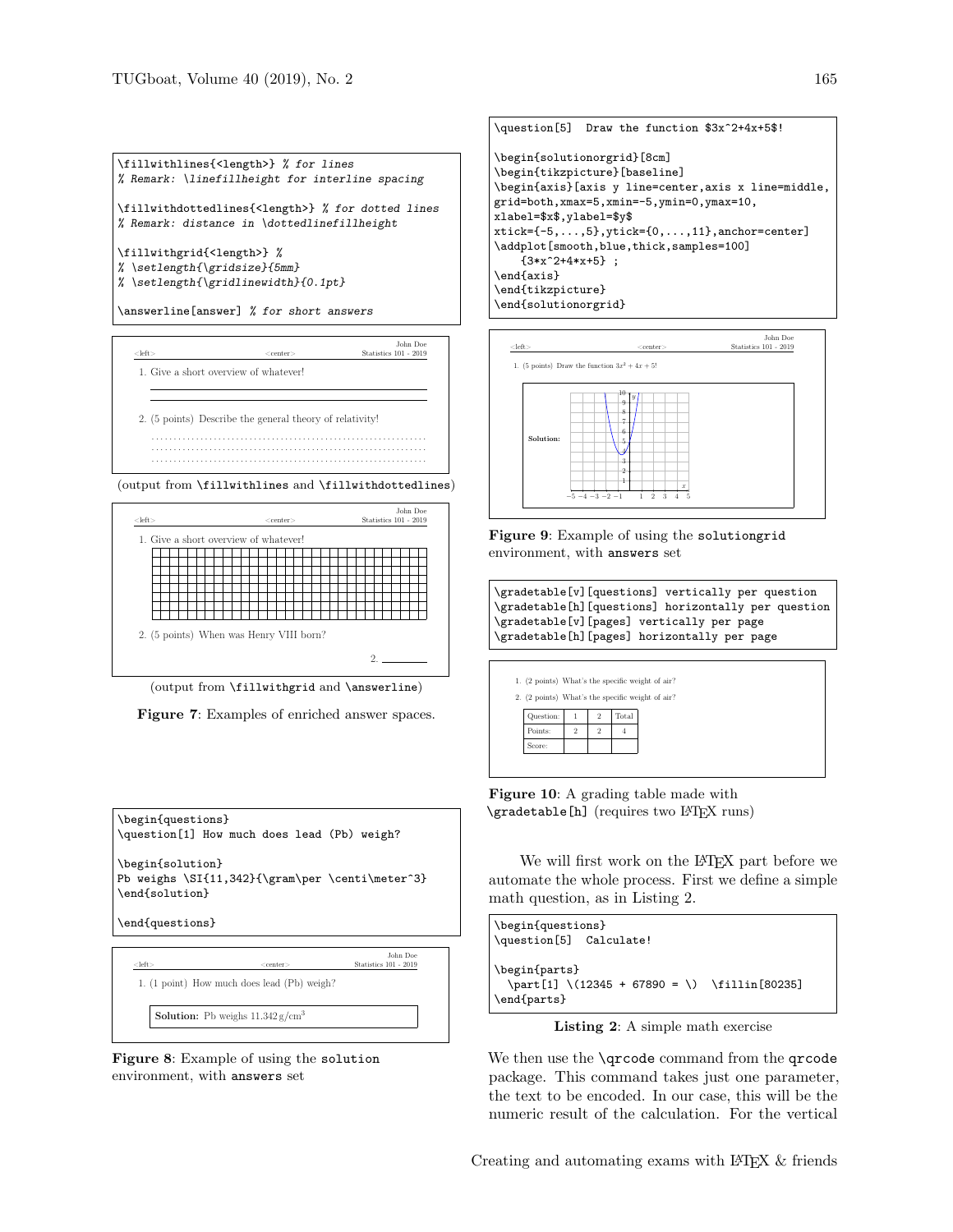```
\fillwithlines{<length>} % for lines
% Remark: \linefillheight for interline spacing

\fillwithdottedlines{<length>} % for dotted lines
% Remark: distance in \dottedlinefillheight

\fillwithgrid{<length>} %
% \setlength{\gridsize}{5mm}
% \setlength{\gridlinewidth}{0.1pt}

\answerline[answer] % for short answers
```

<left> <center> John Doe Statistics 101 - 2019

1. Give a short overview of whatever!

2. (5 points) Describe the general theory of relativity!

(output from `\fillwithlines` and `\fillwithdottedlines`)

<left> <center> John Doe Statistics 101 - 2019

1. Give a short overview of whatever!

2. (5 points) When was Henry VIII born?

2. ________

(output from `\fillwithgrid` and `\answerline`)

**Figure 7**: Examples of enriched answer spaces.

```
\begin{questions}
\question[1] How much does lead (Pb) weigh?

\begin{solution}
Pb weighs \SI{11,342}{\gram\per \centi\meter^3}
\end{solution}

\end{questions}
```

<left> <center> John Doe Statistics 101 - 2019

1. (1 point) How much does lead (Pb) weigh?

**Solution:** Pb weighs 11.342 g/cm$^3$

**Figure 8**: Example of using the `solution` environment, with `answers` set

```
\question[5]  Draw the function $3x^2+4x+5$!

\begin{solutionorgrid}[8cm]
\begin{tikzpicture}[baseline]
\begin{axis}[axis y line=center,axis x line=middle,
grid=both,xmax=5,xmin=-5,ymin=0,ymax=10,
xlabel=$x$,ylabel=$y$
xtick={-5,...,5},ytick={0,...,11},anchor=center]
\addplot[smooth,blue,thick,samples=100]
    {3*x^2+4*x+5} ;
\end{axis}
\end{tikzpicture}
\end{solutionorgrid}
```

<left> <center> John Doe Statistics 101 - 2019

1. (5 points) Draw the function $3x^2 + 4x + 5$!

**Solution:**

**Figure 9**: Example of using the `solutiongrid` environment, with `answers` set

```
\gradetable[v][questions] vertically per question
\gradetable[h][questions] horizontally per question
\gradetable[v][pages] vertically per page
\gradetable[h][pages] horizontally per page
```

1. (2 points) What's the specific weight of air?
2. (2 points) What's the specific weight of air?

| Question: | 1 | 2 | Total |
|---|---|---|---|
| Points: | 2 | 2 | 4 |
| Score: | | | |

**Figure 10**: A grading table made with `\gradetable[h]` (requires two LaTeX runs)

We will first work on the LaTeX part before we automate the whole process. First we define a simple math question, as in Listing 2.

```
\begin{questions}
\question[5]  Calculate!

\begin{parts}
  \part[1] \(12345 + 67890 = \)  \fillin[80235]
\end{parts}
```

**Listing 2**: A simple math exercise

We then use the `\qrcode` command from the `qrcode` package. This command takes just one parameter, the text to be encoded. In our case, this will be the numeric result of the calculation. For the vertical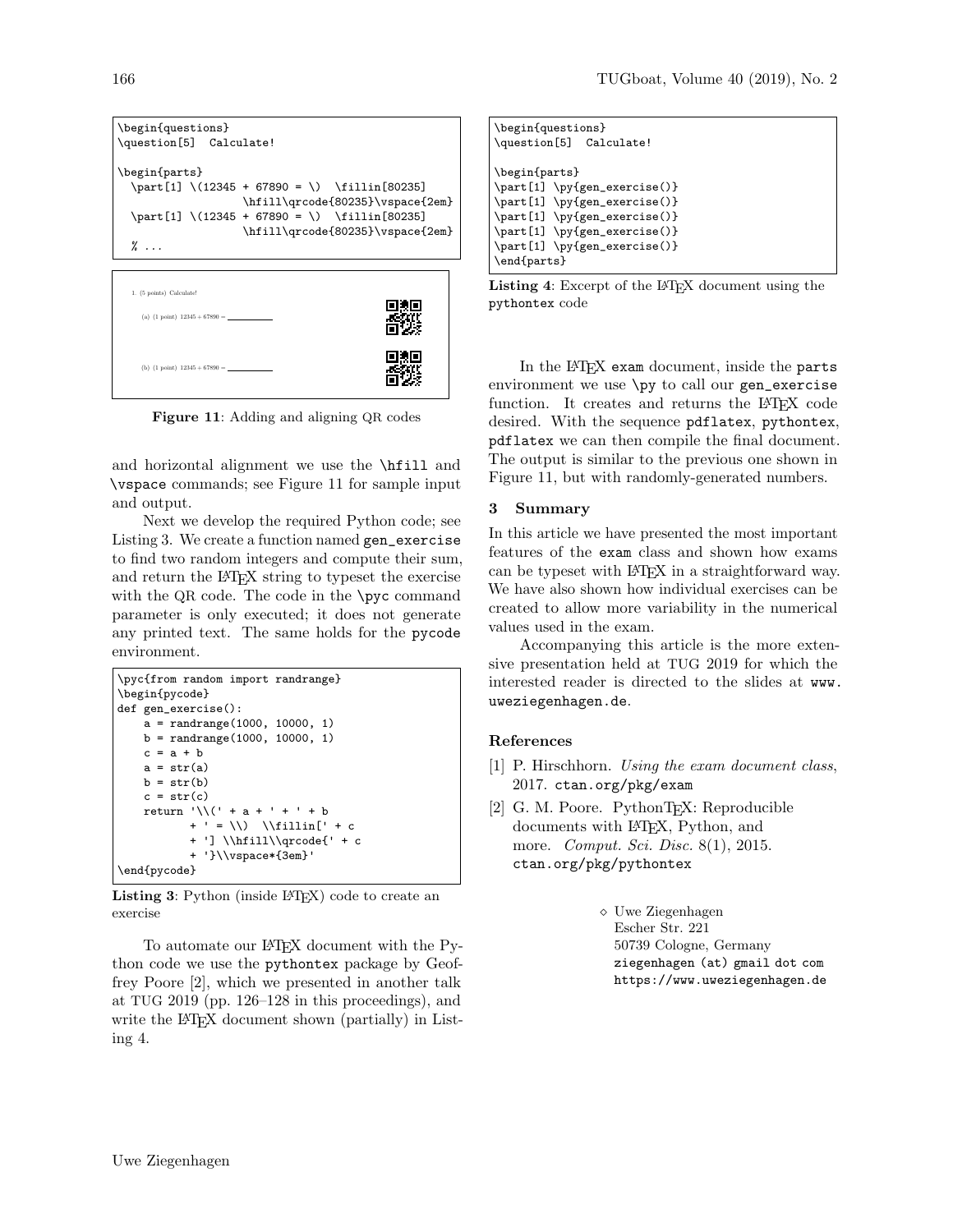```
\begin{questions}
\question[5]  Calculate!

\begin{parts}
  \part[1] \(12345 + 67890 = \)  \fillin[80235]
                   \hfill\qrcode{80235}\vspace{2em}
  \part[1] \(12345 + 67890 = \)  \fillin[80235]
                   \hfill\qrcode{80235}\vspace{2em}
  % ...
```

1. (5 points) Calculate!

(a) (1 point) $12345 + 67890 =$ ________

(b) (1 point) $12345 + 67890 =$ ________

**Figure 11**: Adding and aligning QR codes

and horizontal alignment we use the `\hfill` and `\vspace` commands; see Figure 11 for sample input and output.

Next we develop the required Python code; see Listing 3. We create a function named `gen_exercise` to find two random integers and compute their sum, and return the LaTeX string to typeset the exercise with the QR code. The code in the `\pyc` command parameter is only executed; it does not generate any printed text. The same holds for the `pycode` environment.

```
\pyc{from random import randrange}
\begin{pycode}
def gen_exercise():
    a = randrange(1000, 10000, 1)
    b = randrange(1000, 10000, 1)
    c = a + b
    a = str(a)
    b = str(b)
    c = str(c)
    return '\\(' + a + ' + ' + b
           + ' = \\)  \\fillin[' + c
           + '] \\hfill\\qrcode{' + c
           + '}\\vspace*{3em}'
\end{pycode}
```

**Listing 3**: Python (inside LaTeX) code to create an exercise

To automate our LaTeX document with the Python code we use the `pythontex` package by Geoffrey Poore [2], which we presented in another talk at TUG 2019 (pp. 126–128 in this proceedings), and write the LaTeX document shown (partially) in Listing 4.

```
\begin{questions}
\question[5]  Calculate!

\begin{parts}
\part[1] \py{gen_exercise()}
\part[1] \py{gen_exercise()}
\part[1] \py{gen_exercise()}
\part[1] \py{gen_exercise()}
\part[1] \py{gen_exercise()}
\end{parts}
```

**Listing 4**: Excerpt of the LaTeX document using the `pythontex` code

In the LaTeX `exam` document, inside the `parts` environment we use `\py` to call our `gen_exercise` function. It creates and returns the LaTeX code desired. With the sequence `pdflatex`, `pythontex`, `pdflatex` we can then compile the final document. The output is similar to the previous one shown in Figure 11, but with randomly-generated numbers.

## 3 Summary

In this article we have presented the most important features of the `exam` class and shown how exams can be typeset with LaTeX in a straightforward way. We have also shown how individual exercises can be created to allow more variability in the numerical values used in the exam.

Accompanying this article is the more extensive presentation held at TUG 2019 for which the interested reader is directed to the slides at `www.uweziegenhagen.de`.

### References

[1] P. Hirschhorn. *Using the exam document class*, 2017. `ctan.org/pkg/exam`

[2] G. M. Poore. PythonTeX: Reproducible documents with LaTeX, Python, and more. *Comput. Sci. Disc.* 8(1), 2015. `ctan.org/pkg/pythontex`

⋄ Uwe Ziegenhagen
Escher Str. 221
50739 Cologne, Germany
`ziegenhagen (at) gmail dot com`
`https://www.uweziegenhagen.de`